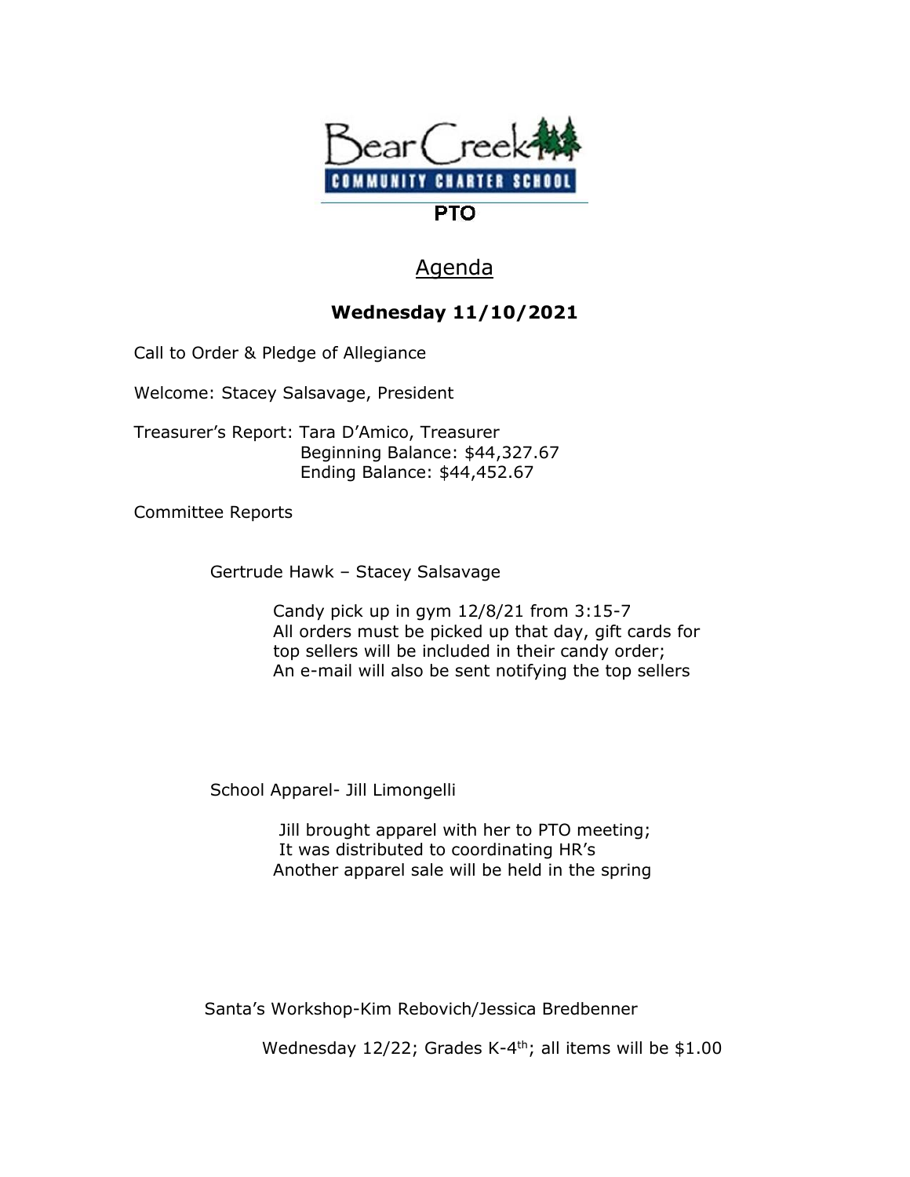Bear Creek COMMUNITY CHARTER SCHOOL

PTO

# Agenda

**Wednesday 11/10/2021**

Call to Order & Pledge of Allegiance

Welcome: Stacey Salsavage, President

Treasurer's Report: Tara D'Amico, Treasurer
Beginning Balance: $44,327.67
Ending Balance: $44,452.67

Committee Reports

Gertrude Hawk – Stacey Salsavage

Candy pick up in gym 12/8/21 from 3:15-7
All orders must be picked up that day, gift cards for top sellers will be included in their candy order;
An e-mail will also be sent notifying the top sellers

School Apparel- Jill Limongelli

Jill brought apparel with her to PTO meeting;
It was distributed to coordinating HR's
Another apparel sale will be held in the spring

Santa's Workshop-Kim Rebovich/Jessica Bredbenner

Wednesday 12/22; Grades K-4th; all items will be $1.00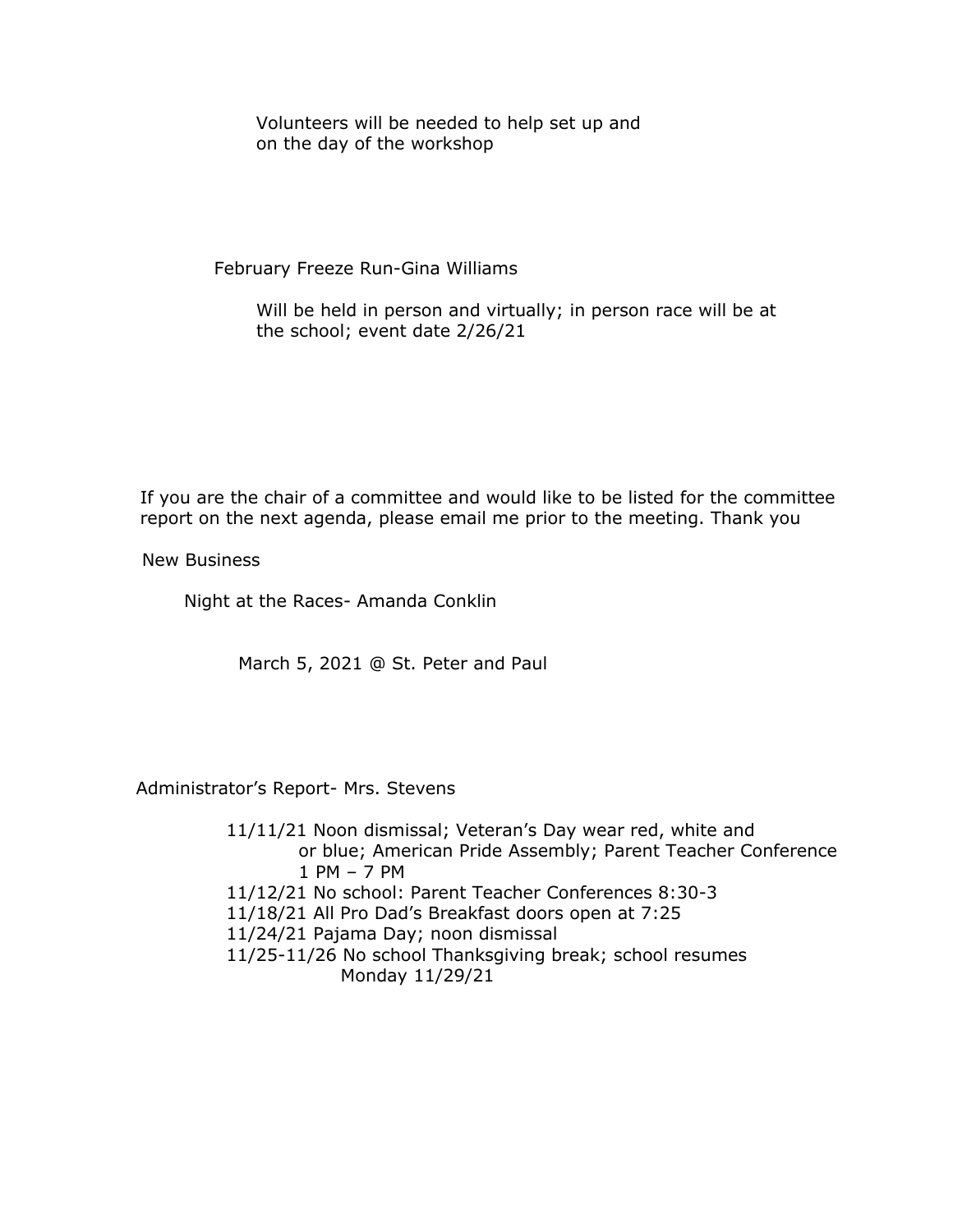Volunteers will be needed to help set up and on the day of the workshop

February Freeze Run-Gina Williams

Will be held in person and virtually; in person race will be at the school; event date 2/26/21

If you are the chair of a committee and would like to be listed for the committee report on the next agenda, please email me prior to the meeting. Thank you

New Business

Night at the Races- Amanda Conklin

March 5, 2021 @ St. Peter and Paul

Administrator's Report- Mrs. Stevens

11/11/21 Noon dismissal; Veteran's Day wear red, white and or blue; American Pride Assembly; Parent Teacher Conference 1 PM – 7 PM
11/12/21 No school: Parent Teacher Conferences 8:30-3
11/18/21 All Pro Dad's Breakfast doors open at 7:25
11/24/21 Pajama Day; noon dismissal
11/25-11/26 No school Thanksgiving break; school resumes Monday 11/29/21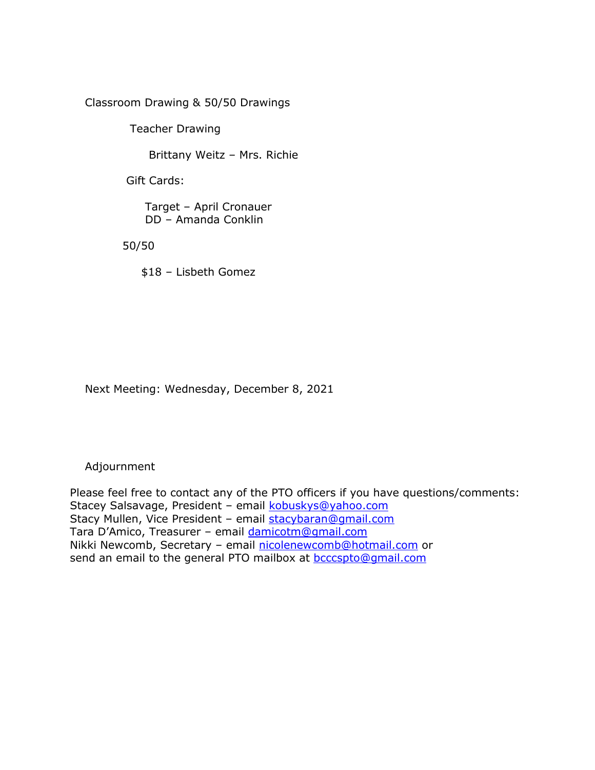Classroom Drawing & 50/50 Drawings

Teacher Drawing

Brittany Weitz – Mrs. Richie

Gift Cards:

Target – April Cronauer
DD – Amanda Conklin

50/50

$18 – Lisbeth Gomez

Next Meeting: Wednesday, December 8, 2021

Adjournment

Please feel free to contact any of the PTO officers if you have questions/comments:
Stacey Salsavage, President – email kobuskys@yahoo.com
Stacy Mullen, Vice President – email stacybaran@gmail.com
Tara D'Amico, Treasurer – email damicotm@gmail.com
Nikki Newcomb, Secretary – email nicolenewcomb@hotmail.com or
send an email to the general PTO mailbox at bcccspto@gmail.com